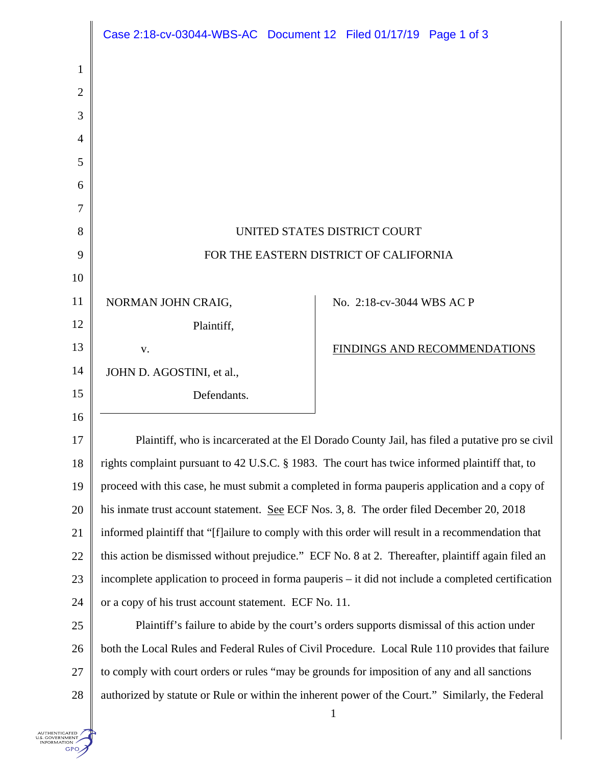UNITED STATES DISTRICT COURT

FOR THE EASTERN DISTRICT OF CALIFORNIA

| | |
|---|---|
| NORMAN JOHN CRAIG,<br>Plaintiff,<br>v.<br>JOHN D. AGOSTINI, et al.,<br>Defendants. | No. 2:18-cv-3044 WBS AC P<br><br><u>FINDINGS AND RECOMMENDATIONS</u> |

Plaintiff, who is incarcerated at the El Dorado County Jail, has filed a putative pro se civil rights complaint pursuant to 42 U.S.C. § 1983. The court has twice informed plaintiff that, to proceed with this case, he must submit a completed in forma pauperis application and a copy of his inmate trust account statement. <u>See</u> ECF Nos. 3, 8. The order filed December 20, 2018 informed plaintiff that "[f]ailure to comply with this order will result in a recommendation that this action be dismissed without prejudice." ECF No. 8 at 2. Thereafter, plaintiff again filed an incomplete application to proceed in forma pauperis – it did not include a completed certification or a copy of his trust account statement. ECF No. 11.

Plaintiff's failure to abide by the court's orders supports dismissal of this action under both the Local Rules and Federal Rules of Civil Procedure. Local Rule 110 provides that failure to comply with court orders or rules "may be grounds for imposition of any and all sanctions authorized by statute or Rule or within the inherent power of the Court." Similarly, the Federal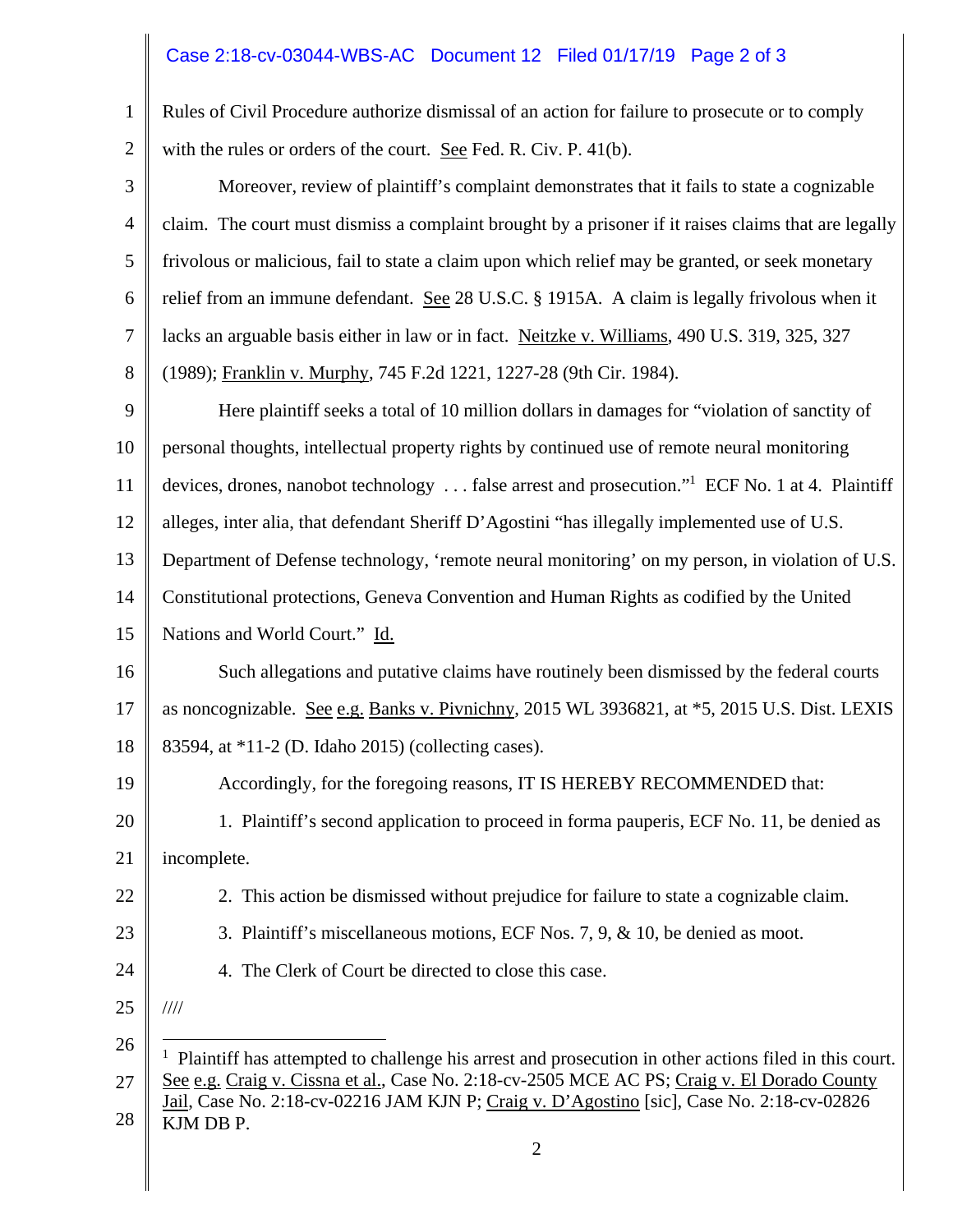Rules of Civil Procedure authorize dismissal of an action for failure to prosecute or to comply with the rules or orders of the court. See Fed. R. Civ. P. 41(b).

Moreover, review of plaintiff's complaint demonstrates that it fails to state a cognizable claim. The court must dismiss a complaint brought by a prisoner if it raises claims that are legally frivolous or malicious, fail to state a claim upon which relief may be granted, or seek monetary relief from an immune defendant. See 28 U.S.C. § 1915A. A claim is legally frivolous when it lacks an arguable basis either in law or in fact. Neitzke v. Williams, 490 U.S. 319, 325, 327 (1989); Franklin v. Murphy, 745 F.2d 1221, 1227-28 (9th Cir. 1984).

Here plaintiff seeks a total of 10 million dollars in damages for "violation of sanctity of personal thoughts, intellectual property rights by continued use of remote neural monitoring devices, drones, nanobot technology . . . false arrest and prosecution."[1] ECF No. 1 at 4. Plaintiff alleges, inter alia, that defendant Sheriff D'Agostini "has illegally implemented use of U.S. Department of Defense technology, 'remote neural monitoring' on my person, in violation of U.S. Constitutional protections, Geneva Convention and Human Rights as codified by the United Nations and World Court." Id.

Such allegations and putative claims have routinely been dismissed by the federal courts as noncognizable. See e.g. Banks v. Pivnichny, 2015 WL 3936821, at *5, 2015 U.S. Dist. LEXIS 83594, at *11-2 (D. Idaho 2015) (collecting cases).

Accordingly, for the foregoing reasons, IT IS HEREBY RECOMMENDED that:

1. Plaintiff's second application to proceed in forma pauperis, ECF No. 11, be denied as incomplete.

2. This action be dismissed without prejudice for failure to state a cognizable claim.

3. Plaintiff's miscellaneous motions, ECF Nos. 7, 9, & 10, be denied as moot.

4. The Clerk of Court be directed to close this case.

////

[1] Plaintiff has attempted to challenge his arrest and prosecution in other actions filed in this court. See e.g. Craig v. Cissna et al., Case No. 2:18-cv-2505 MCE AC PS; Craig v. El Dorado County Jail, Case No. 2:18-cv-02216 JAM KJN P; Craig v. D'Agostino [sic], Case No. 2:18-cv-02826 KJM DB P.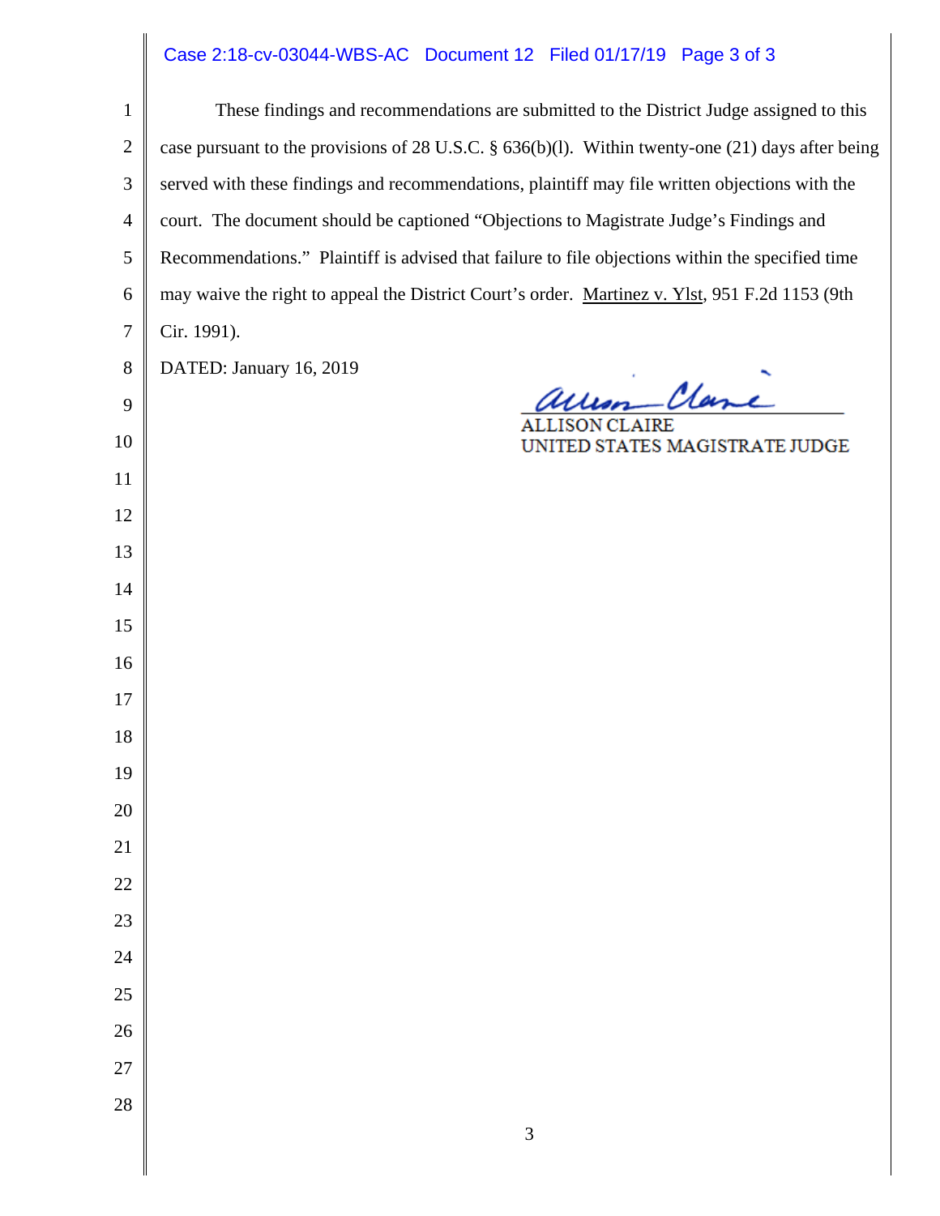These findings and recommendations are submitted to the District Judge assigned to this case pursuant to the provisions of 28 U.S.C. § 636(b)(l). Within twenty-one (21) days after being served with these findings and recommendations, plaintiff may file written objections with the court. The document should be captioned "Objections to Magistrate Judge's Findings and Recommendations." Plaintiff is advised that failure to file objections within the specified time may waive the right to appeal the District Court's order. Martinez v. Ylst, 951 F.2d 1153 (9th Cir. 1991).

DATED: January 16, 2019

ALLISON CLAIRE
UNITED STATES MAGISTRATE JUDGE